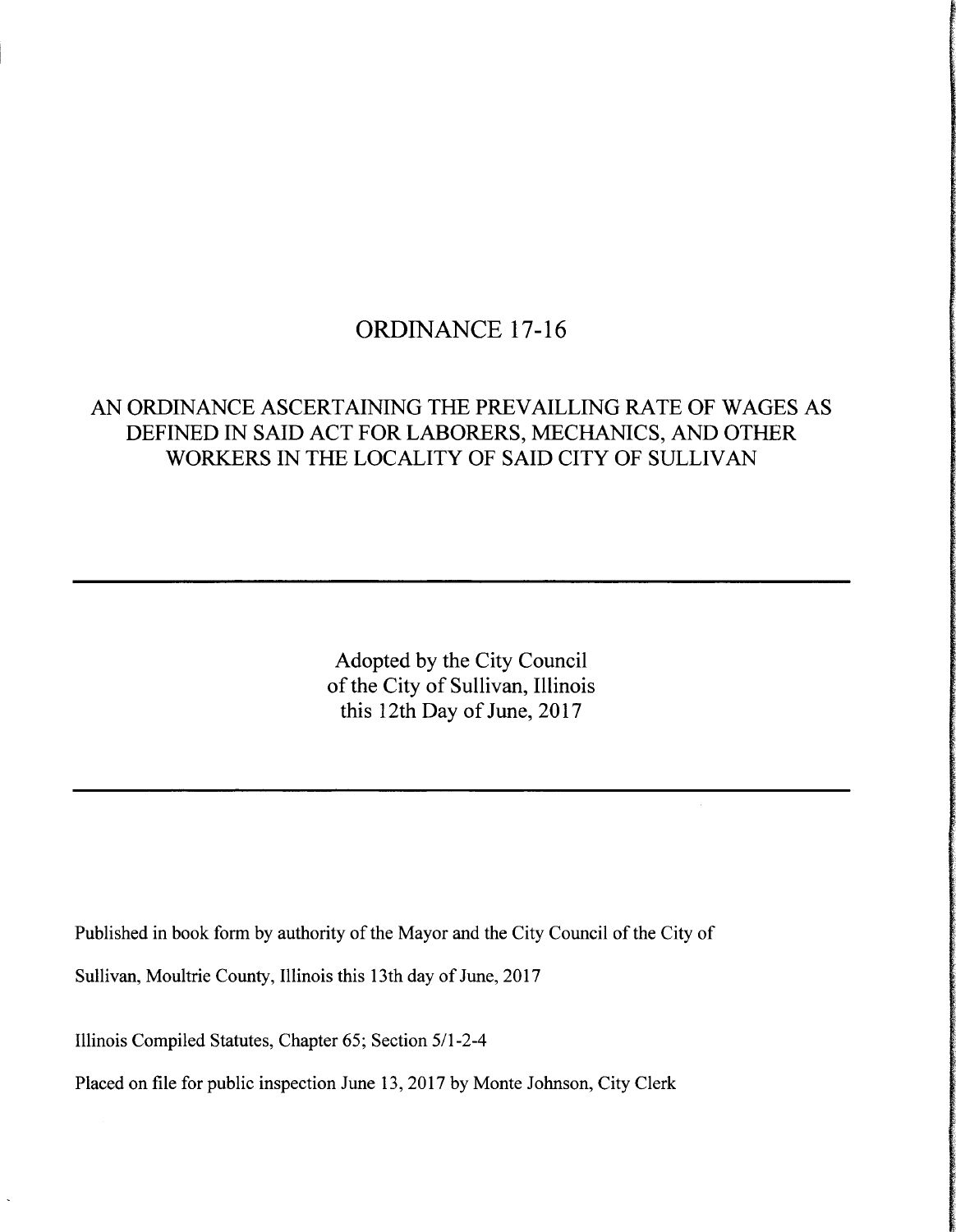# ORDINANCE 17-16

## AN ORDINANCE ASCERTAINING THE PREVAILLING RATE OF WAGES AS DEFINED IN SAID ACT FOR LABORERS, MECHANICS, AND OTHER WORKERS IN THE LOCALITY OF SAID CITY OF SULLIVAN

---

Adopted by the City Council
of the City of Sullivan, Illinois
this 12th Day of June, 2017

---

Published in book form by authority of the Mayor and the City Council of the City of Sullivan, Moultrie County, Illinois this 13th day of June, 2017

Illinois Compiled Statutes, Chapter 65; Section 5/1-2-4

Placed on file for public inspection June 13, 2017 by Monte Johnson, City Clerk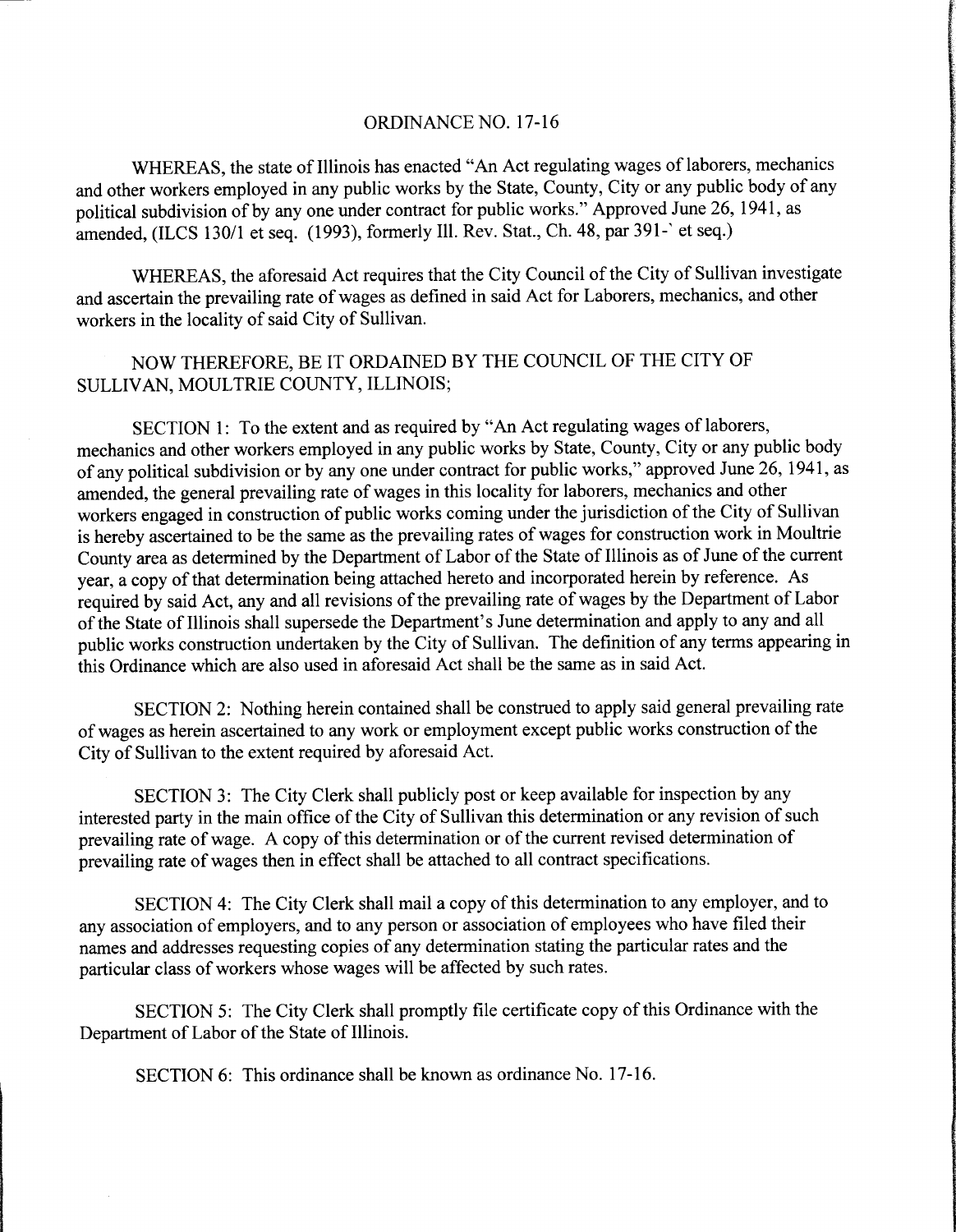# ORDINANCE NO. 17-16

WHEREAS, the state of Illinois has enacted "An Act regulating wages of laborers, mechanics and other workers employed in any public works by the State, County, City or any public body of any political subdivision of by any one under contract for public works." Approved June 26, 1941, as amended, (ILCS 130/1 et seq. (1993), formerly Ill. Rev. Stat., Ch. 48, par 391-` et seq.)

WHEREAS, the aforesaid Act requires that the City Council of the City of Sullivan investigate and ascertain the prevailing rate of wages as defined in said Act for Laborers, mechanics, and other workers in the locality of said City of Sullivan.

NOW THEREFORE, BE IT ORDAINED BY THE COUNCIL OF THE CITY OF SULLIVAN, MOULTRIE COUNTY, ILLINOIS;

SECTION 1: To the extent and as required by "An Act regulating wages of laborers, mechanics and other workers employed in any public works by State, County, City or any public body of any political subdivision or by any one under contract for public works," approved June 26, 1941, as amended, the general prevailing rate of wages in this locality for laborers, mechanics and other workers engaged in construction of public works coming under the jurisdiction of the City of Sullivan is hereby ascertained to be the same as the prevailing rates of wages for construction work in Moultrie County area as determined by the Department of Labor of the State of Illinois as of June of the current year, a copy of that determination being attached hereto and incorporated herein by reference. As required by said Act, any and all revisions of the prevailing rate of wages by the Department of Labor of the State of Illinois shall supersede the Department's June determination and apply to any and all public works construction undertaken by the City of Sullivan. The definition of any terms appearing in this Ordinance which are also used in aforesaid Act shall be the same as in said Act.

SECTION 2: Nothing herein contained shall be construed to apply said general prevailing rate of wages as herein ascertained to any work or employment except public works construction of the City of Sullivan to the extent required by aforesaid Act.

SECTION 3: The City Clerk shall publicly post or keep available for inspection by any interested party in the main office of the City of Sullivan this determination or any revision of such prevailing rate of wage. A copy of this determination or of the current revised determination of prevailing rate of wages then in effect shall be attached to all contract specifications.

SECTION 4: The City Clerk shall mail a copy of this determination to any employer, and to any association of employers, and to any person or association of employees who have filed their names and addresses requesting copies of any determination stating the particular rates and the particular class of workers whose wages will be affected by such rates.

SECTION 5: The City Clerk shall promptly file certificate copy of this Ordinance with the Department of Labor of the State of Illinois.

SECTION 6: This ordinance shall be known as ordinance No. 17-16.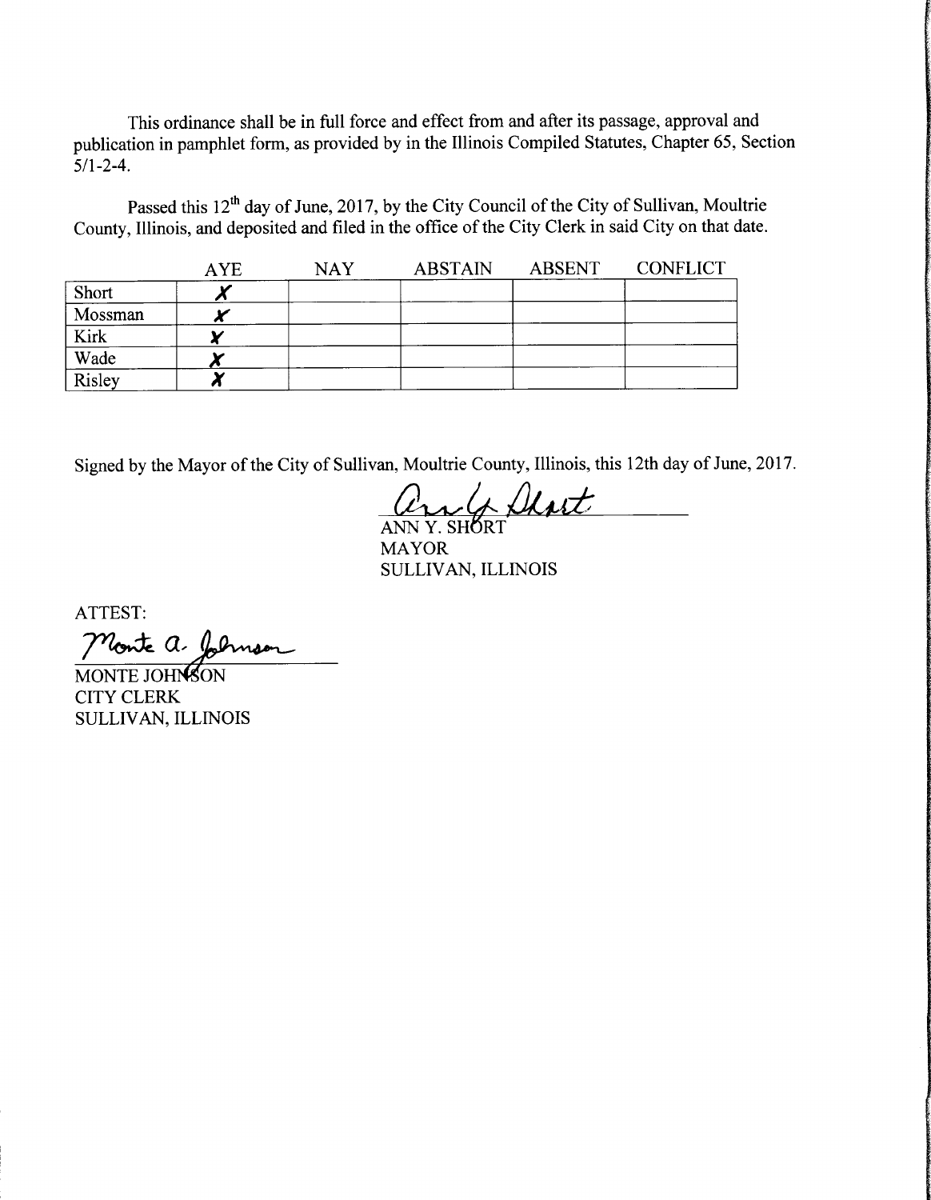This ordinance shall be in full force and effect from and after its passage, approval and publication in pamphlet form, as provided by in the Illinois Compiled Statutes, Chapter 65, Section 5/1-2-4.

Passed this 12th day of June, 2017, by the City Council of the City of Sullivan, Moultrie County, Illinois, and deposited and filed in the office of the City Clerk in said City on that date.

| | AYE | NAY | ABSTAIN | ABSENT | CONFLICT |
|---|---|---|---|---|---|
| Short | X | | | | |
| Mossman | X | | | | |
| Kirk | X | | | | |
| Wade | X | | | | |
| Risley | X | | | | |

Signed by the Mayor of the City of Sullivan, Moultrie County, Illinois, this 12th day of June, 2017.

Ann Y. Short

ANN Y. SHORT
MAYOR
SULLIVAN, ILLINOIS

ATTEST:

Monte A. Johnson

MONTE JOHNSON
CITY CLERK
SULLIVAN, ILLINOIS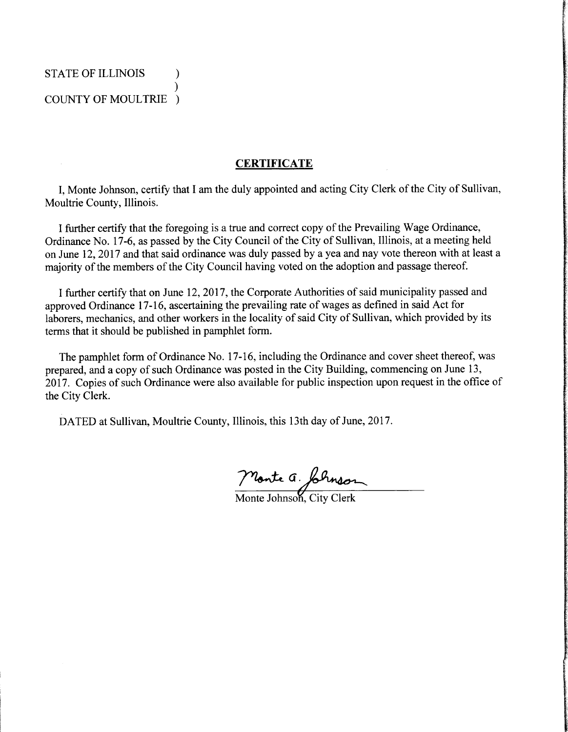STATE OF ILLINOIS )
)
COUNTY OF MOULTRIE )

## CERTIFICATE

I, Monte Johnson, certify that I am the duly appointed and acting City Clerk of the City of Sullivan, Moultrie County, Illinois.

I further certify that the foregoing is a true and correct copy of the Prevailing Wage Ordinance, Ordinance No. 17-6, as passed by the City Council of the City of Sullivan, Illinois, at a meeting held on June 12, 2017 and that said ordinance was duly passed by a yea and nay vote thereon with at least a majority of the members of the City Council having voted on the adoption and passage thereof.

I further certify that on June 12, 2017, the Corporate Authorities of said municipality passed and approved Ordinance 17-16, ascertaining the prevailing rate of wages as defined in said Act for laborers, mechanics, and other workers in the locality of said City of Sullivan, which provided by its terms that it should be published in pamphlet form.

The pamphlet form of Ordinance No. 17-16, including the Ordinance and cover sheet thereof, was prepared, and a copy of such Ordinance was posted in the City Building, commencing on June 13, 2017. Copies of such Ordinance were also available for public inspection upon request in the office of the City Clerk.

DATED at Sullivan, Moultrie County, Illinois, this 13th day of June, 2017.

Monte a. Johnson

Monte Johnson, City Clerk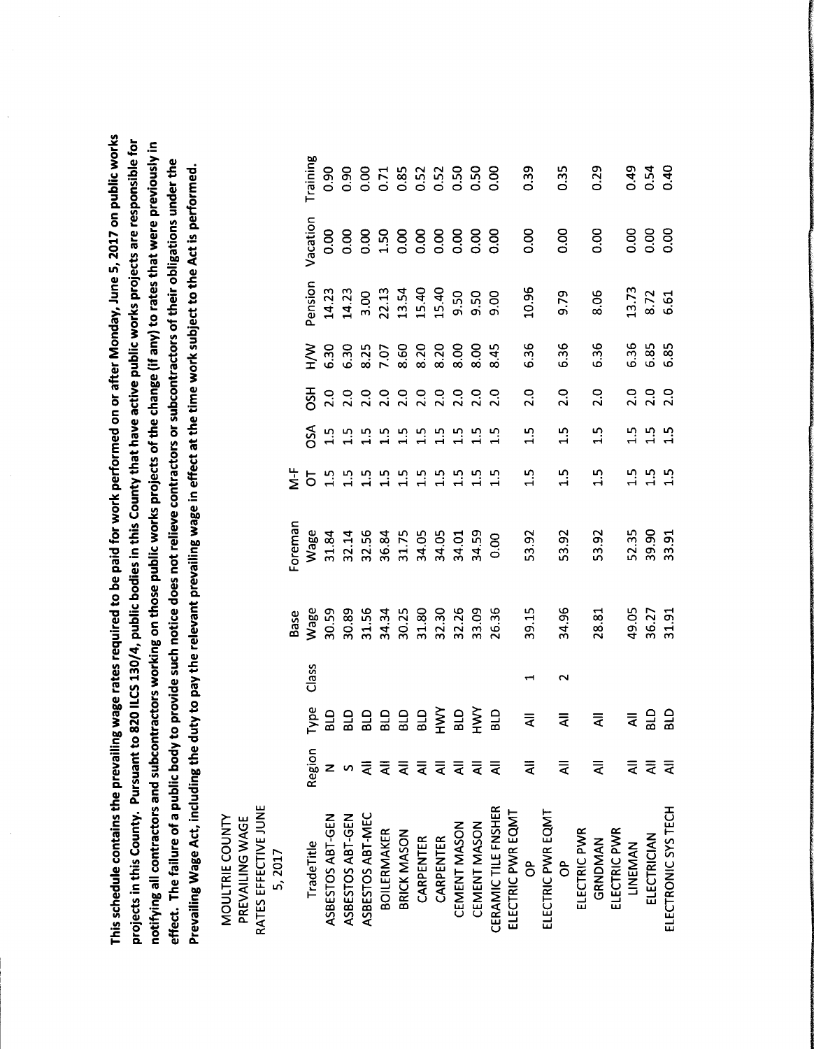**This schedule contains the prevailing wage rates required to be paid for work performed on or after Monday, June 5, 2017 on public works projects in this County. Pursuant to 820 ILCS 130/4, public bodies in this County that have active public works projects are responsible for notifying all contractors and subcontractors working on those public works projects of the change (if any) to rates that were previously in effect. The failure of a public body to provide such notice does not relieve contractors or subcontractors of their obligations under the Prevailing Wage Act, including the duty to pay the relevant prevailing wage in effect at the time work subject to the Act is performed.**

MOULTRIE COUNTY PREVAILING WAGE RATES EFFECTIVE JUNE 5, 2017

| TradeTitle | Region | Type | Class | Base Wage | Foreman Wage | M-F OT | OSA | OSH | H/W | Pension | Vacation | Training |
|---|---|---|---|---|---|---|---|---|---|---|---|---|
| ASBESTOS ABT-GEN | N | BLD | | 30.59 | 31.84 | 1.5 | 1.5 | 2.0 | 6.30 | 14.23 | 0.00 | 0.90 |
| ASBESTOS ABT-GEN | S | BLD | | 30.89 | 32.14 | 1.5 | 1.5 | 2.0 | 6.30 | 14.23 | 0.00 | 0.90 |
| ASBESTOS ABT-MEC | All | BLD | | 31.56 | 32.56 | 1.5 | 1.5 | 2.0 | 8.25 | 3.00 | 0.00 | 0.00 |
| BOILERMAKER | All | BLD | | 34.34 | 36.84 | 1.5 | 1.5 | 2.0 | 7.07 | 22.13 | 1.50 | 0.71 |
| BRICK MASON | All | BLD | | 30.25 | 31.75 | 1.5 | 1.5 | 2.0 | 8.60 | 13.54 | 0.00 | 0.85 |
| CARPENTER | All | BLD | | 31.80 | 34.05 | 1.5 | 1.5 | 2.0 | 8.20 | 15.40 | 0.00 | 0.52 |
| CARPENTER | All | HWY | | 32.30 | 34.05 | 1.5 | 1.5 | 2.0 | 8.20 | 15.40 | 0.00 | 0.52 |
| CEMENT MASON | All | BLD | | 32.26 | 34.01 | 1.5 | 1.5 | 2.0 | 8.00 | 9.50 | 0.00 | 0.50 |
| CEMENT MASON | All | HWY | | 33.09 | 34.59 | 1.5 | 1.5 | 2.0 | 8.00 | 9.50 | 0.00 | 0.50 |
| CERAMIC TILE FNSHER | All | BLD | | 26.36 | 0.00 | 1.5 | 1.5 | 2.0 | 8.45 | 9.00 | 0.00 | 0.00 |
| ELECTRIC PWR EQMT OP | All | All | 1 | 39.15 | 53.92 | 1.5 | 1.5 | 2.0 | 6.36 | 10.96 | 0.00 | 0.39 |
| ELECTRIC PWR EQMT OP | All | All | 2 | 34.96 | 53.92 | 1.5 | 1.5 | 2.0 | 6.36 | 9.79 | 0.00 | 0.35 |
| ELECTRIC PWR GRNDMAN | All | All | | 28.81 | 53.92 | 1.5 | 1.5 | 2.0 | 6.36 | 8.06 | 0.00 | 0.29 |
| ELECTRIC PWR LINEMAN | All | All | | 49.05 | 52.35 | 1.5 | 1.5 | 2.0 | 6.36 | 13.73 | 0.00 | 0.49 |
| ELECTRICIAN | All | BLD | | 36.27 | 39.90 | 1.5 | 1.5 | 2.0 | 6.85 | 8.72 | 0.00 | 0.54 |
| ELECTRONIC SYS TECH | All | BLD | | 31.91 | 33.91 | 1.5 | 1.5 | 2.0 | 6.85 | 6.61 | 0.00 | 0.40 |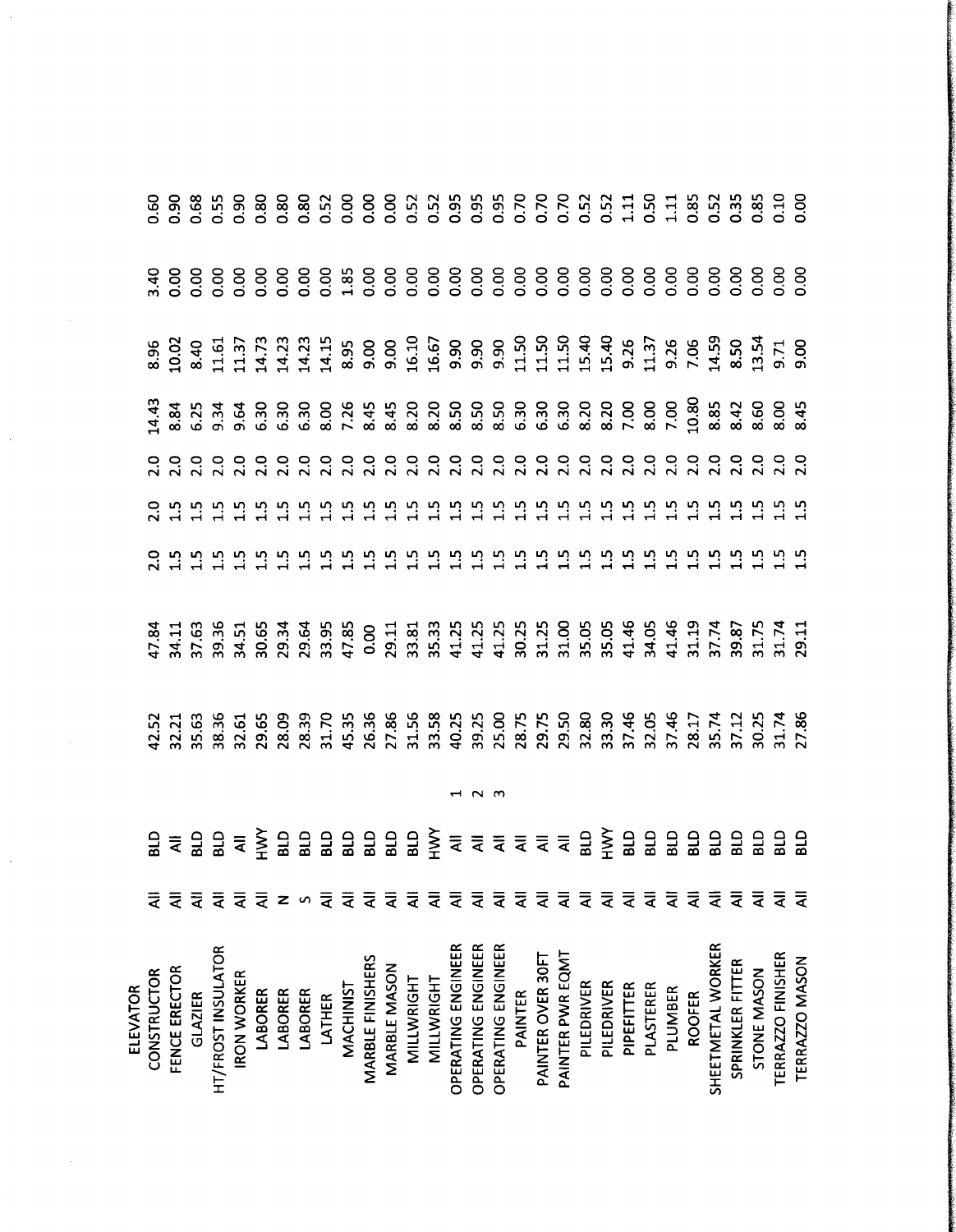| | | | | | | | | | | | | |
|---|---|---|---|---|---|---|---|---|---|---|---|---|
| ELEVATOR CONSTRUCTOR | All | BLD | | 42.52 | 47.84 | 2.0 | 2.0 | 2.0 | 14.43 | 8.96 | 3.40 | 0.60 |
| FENCE ERECTOR | All | All | | 32.21 | 34.11 | 1.5 | 1.5 | 2.0 | 8.84 | 10.02 | 0.00 | 0.90 |
| GLAZIER | All | BLD | | 35.63 | 37.63 | 1.5 | 1.5 | 2.0 | 6.25 | 8.40 | 0.00 | 0.68 |
| HT/FROST INSULATOR | All | BLD | | 38.36 | 39.36 | 1.5 | 1.5 | 2.0 | 9.34 | 11.61 | 0.00 | 0.55 |
| IRON WORKER | All | All | | 32.61 | 34.51 | 1.5 | 1.5 | 2.0 | 9.64 | 11.37 | 0.00 | 0.90 |
| LABORER | All | HWY | | 29.65 | 30.65 | 1.5 | 1.5 | 2.0 | 6.30 | 14.73 | 0.00 | 0.80 |
| LABORER | N | BLD | | 28.09 | 29.34 | 1.5 | 1.5 | 2.0 | 6.30 | 14.23 | 0.00 | 0.80 |
| LABORER | S | BLD | | 28.39 | 29.64 | 1.5 | 1.5 | 2.0 | 6.30 | 14.23 | 0.00 | 0.80 |
| LATHER | All | BLD | | 31.70 | 33.95 | 1.5 | 1.5 | 2.0 | 8.00 | 14.15 | 0.00 | 0.52 |
| MACHINIST | All | BLD | | 45.35 | 47.85 | 1.5 | 1.5 | 2.0 | 7.26 | 8.95 | 1.85 | 0.00 |
| MARBLE FINISHERS | All | BLD | | 26.36 | 0.00 | 1.5 | 1.5 | 2.0 | 8.45 | 9.00 | 0.00 | 0.00 |
| MARBLE MASON | All | BLD | | 27.86 | 29.11 | 1.5 | 1.5 | 2.0 | 8.45 | 9.00 | 0.00 | 0.00 |
| MILLWRIGHT | All | BLD | | 31.56 | 33.81 | 1.5 | 1.5 | 2.0 | 8.20 | 16.10 | 0.00 | 0.52 |
| MILLWRIGHT | All | HWY | | 33.58 | 35.33 | 1.5 | 1.5 | 2.0 | 8.20 | 16.67 | 0.00 | 0.52 |
| OPERATING ENGINEER | All | All | 1 | 40.25 | 41.25 | 1.5 | 1.5 | 2.0 | 8.50 | 9.90 | 0.00 | 0.95 |
| OPERATING ENGINEER | All | All | 2 | 39.25 | 41.25 | 1.5 | 1.5 | 2.0 | 8.50 | 9.90 | 0.00 | 0.95 |
| OPERATING ENGINEER | All | All | 3 | 25.00 | 41.25 | 1.5 | 1.5 | 2.0 | 8.50 | 9.90 | 0.00 | 0.95 |
| PAINTER | All | All | | 28.75 | 30.25 | 1.5 | 1.5 | 2.0 | 6.30 | 11.50 | 0.00 | 0.70 |
| PAINTER OVER 30FT | All | All | | 29.75 | 31.25 | 1.5 | 1.5 | 2.0 | 6.30 | 11.50 | 0.00 | 0.70 |
| PAINTER PWR EQMT | All | All | | 29.50 | 31.00 | 1.5 | 1.5 | 2.0 | 6.30 | 11.50 | 0.00 | 0.70 |
| PILEDRIVER | All | BLD | | 32.80 | 35.05 | 1.5 | 1.5 | 2.0 | 8.20 | 15.40 | 0.00 | 0.52 |
| PILEDRIVER | All | HWY | | 33.30 | 35.05 | 1.5 | 1.5 | 2.0 | 8.20 | 15.40 | 0.00 | 0.52 |
| PIPEFITTER | All | BLD | | 37.46 | 41.46 | 1.5 | 1.5 | 2.0 | 7.00 | 9.26 | 0.00 | 1.11 |
| PLASTERER | All | BLD | | 32.05 | 34.05 | 1.5 | 1.5 | 2.0 | 8.00 | 11.37 | 0.00 | 0.50 |
| PLUMBER | All | BLD | | 37.46 | 41.46 | 1.5 | 1.5 | 2.0 | 7.00 | 9.26 | 0.00 | 1.11 |
| ROOFER | All | BLD | | 28.17 | 31.19 | 1.5 | 1.5 | 2.0 | 10.80 | 7.06 | 0.00 | 0.85 |
| SHEETMETAL WORKER | All | BLD | | 35.74 | 37.74 | 1.5 | 1.5 | 2.0 | 8.85 | 14.59 | 0.00 | 0.52 |
| SPRINKLER FITTER | All | BLD | | 37.12 | 39.87 | 1.5 | 1.5 | 2.0 | 8.42 | 8.50 | 0.00 | 0.35 |
| STONE MASON | All | BLD | | 30.25 | 31.75 | 1.5 | 1.5 | 2.0 | 8.60 | 13.54 | 0.00 | 0.85 |
| TERRAZZO FINISHER | All | BLD | | 31.74 | 31.74 | 1.5 | 1.5 | 2.0 | 8.00 | 9.71 | 0.00 | 0.10 |
| TERRAZZO MASON | All | BLD | | 27.86 | 29.11 | 1.5 | 1.5 | 2.0 | 8.45 | 9.00 | 0.00 | 0.00 |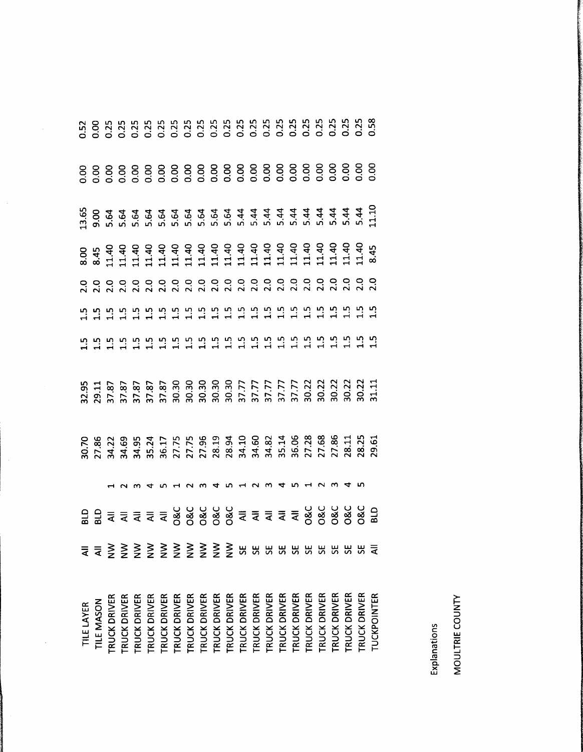| | | | | | | | | | | | | |
|---|---|---|---|---|---|---|---|---|---|---|---|---|
| TILE LAYER | All | BLD | | 30.70 | 32.95 | 1.5 | 1.5 | 2.0 | 8.00 | 13.65 | 0.00 | 0.52 |
| TILE MASON | All | BLD | | 27.86 | 29.11 | 1.5 | 1.5 | 2.0 | 8.45 | 9.00 | 0.00 | 0.00 |
| TRUCK DRIVER | NW | All | 1 | 34.22 | 37.87 | 1.5 | 1.5 | 2.0 | 11.40 | 5.64 | 0.00 | 0.25 |
| TRUCK DRIVER | NW | All | 2 | 34.69 | 37.87 | 1.5 | 1.5 | 2.0 | 11.40 | 5.64 | 0.00 | 0.25 |
| TRUCK DRIVER | NW | All | 3 | 34.95 | 37.87 | 1.5 | 1.5 | 2.0 | 11.40 | 5.64 | 0.00 | 0.25 |
| TRUCK DRIVER | NW | All | 4 | 35.24 | 37.87 | 1.5 | 1.5 | 2.0 | 11.40 | 5.64 | 0.00 | 0.25 |
| TRUCK DRIVER | NW | All | 5 | 36.17 | 37.87 | 1.5 | 1.5 | 2.0 | 11.40 | 5.64 | 0.00 | 0.25 |
| TRUCK DRIVER | NW | O&C | 1 | 27.75 | 30.30 | 1.5 | 1.5 | 2.0 | 11.40 | 5.64 | 0.00 | 0.25 |
| TRUCK DRIVER | NW | O&C | 2 | 27.75 | 30.30 | 1.5 | 1.5 | 2.0 | 11.40 | 5.64 | 0.00 | 0.25 |
| TRUCK DRIVER | NW | O&C | 3 | 27.96 | 30.30 | 1.5 | 1.5 | 2.0 | 11.40 | 5.64 | 0.00 | 0.25 |
| TRUCK DRIVER | NW | O&C | 4 | 28.19 | 30.30 | 1.5 | 1.5 | 2.0 | 11.40 | 5.64 | 0.00 | 0.25 |
| TRUCK DRIVER | NW | O&C | 5 | 28.94 | 30.30 | 1.5 | 1.5 | 2.0 | 11.40 | 5.64 | 0.00 | 0.25 |
| TRUCK DRIVER | SE | All | 1 | 34.10 | 37.77 | 1.5 | 1.5 | 2.0 | 11.40 | 5.44 | 0.00 | 0.25 |
| TRUCK DRIVER | SE | All | 2 | 34.60 | 37.77 | 1.5 | 1.5 | 2.0 | 11.40 | 5.44 | 0.00 | 0.25 |
| TRUCK DRIVER | SE | All | 3 | 34.82 | 37.77 | 1.5 | 1.5 | 2.0 | 11.40 | 5.44 | 0.00 | 0.25 |
| TRUCK DRIVER | SE | All | 4 | 35.14 | 37.77 | 1.5 | 1.5 | 2.0 | 11.40 | 5.44 | 0.00 | 0.25 |
| TRUCK DRIVER | SE | All | 5 | 36.06 | 37.77 | 1.5 | 1.5 | 2.0 | 11.40 | 5.44 | 0.00 | 0.25 |
| TRUCK DRIVER | SE | O&C | 1 | 27.28 | 30.22 | 1.5 | 1.5 | 2.0 | 11.40 | 5.44 | 0.00 | 0.25 |
| TRUCK DRIVER | SE | O&C | 2 | 27.68 | 30.22 | 1.5 | 1.5 | 2.0 | 11.40 | 5.44 | 0.00 | 0.25 |
| TRUCK DRIVER | SE | O&C | 3 | 27.86 | 30.22 | 1.5 | 1.5 | 2.0 | 11.40 | 5.44 | 0.00 | 0.25 |
| TRUCK DRIVER | SE | O&C | 4 | 28.11 | 30.22 | 1.5 | 1.5 | 2.0 | 11.40 | 5.44 | 0.00 | 0.25 |
| TRUCK DRIVER | SE | O&C | 5 | 28.25 | 30.22 | 1.5 | 1.5 | 2.0 | 11.40 | 5.44 | 0.00 | 0.25 |
| TUCKPOINTER | All | BLD | | 29.61 | 31.11 | 1.5 | 1.5 | 2.0 | 8.45 | 11.10 | 0.00 | 0.58 |

Explanations

MOULTRIE COUNTY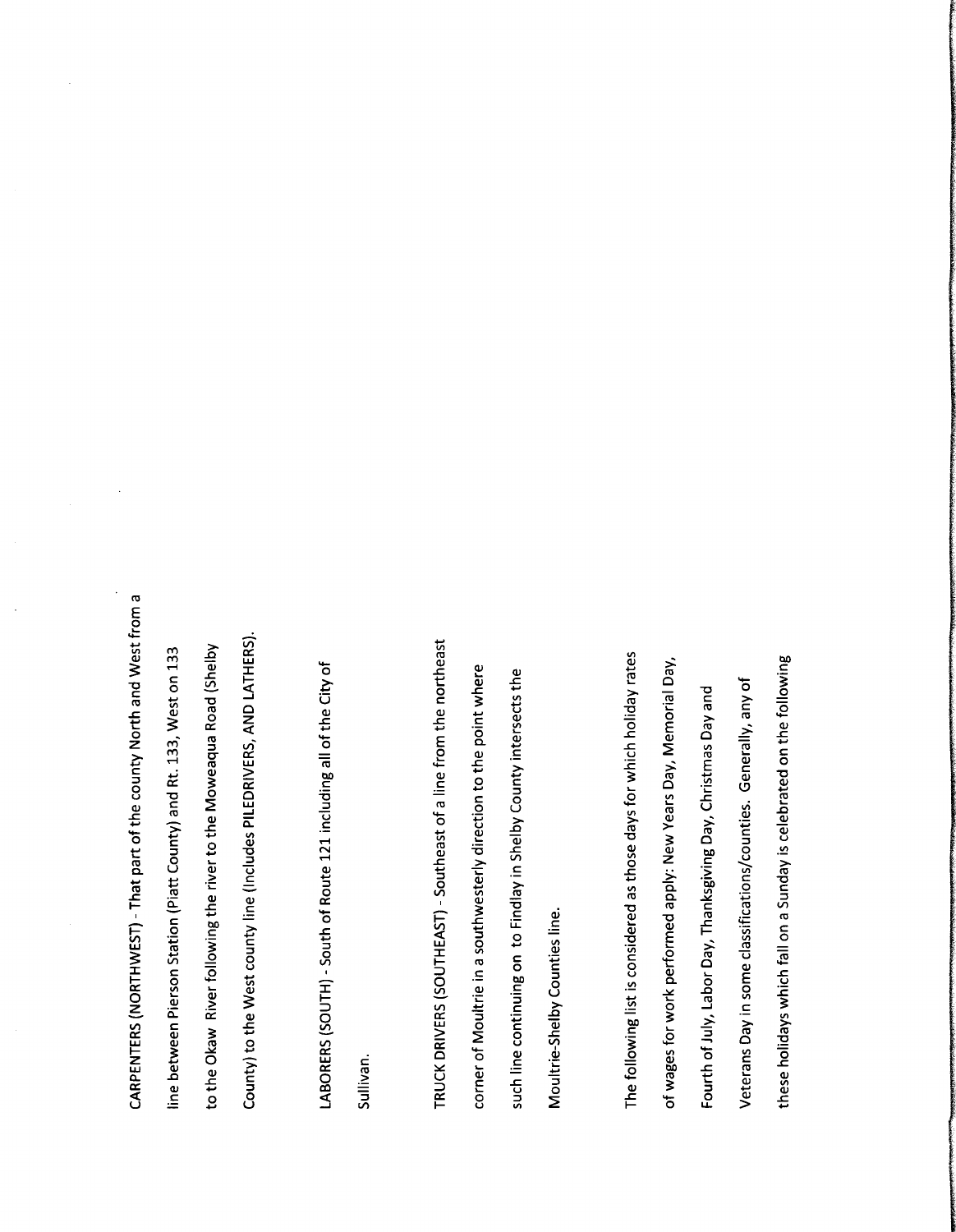CARPENTERS (NORTHWEST) - That part of the county North and West from a line between Pierson Station (Piatt County) and Rt. 133, West on 133 to the Okaw River following the river to the Moweaqua Road (Shelby County) to the West county line (Includes PILEDRIVERS, AND LATHERS).

LABORERS (SOUTH) - South of Route 121 including all of the City of Sullivan.

TRUCK DRIVERS (SOUTHEAST) - Southeast of a line from the northeast corner of Moultrie in a southwesterly direction to the point where such line continuing on to Findlay in Shelby County intersects the Moultrie-Shelby Counties line.

The following list is considered as those days for which holiday rates of wages for work performed apply: New Years Day, Memorial Day, Fourth of July, Labor Day, Thanksgiving Day, Christmas Day and Veterans Day in some classifications/counties. Generally, any of these holidays which fall on a Sunday is celebrated on the following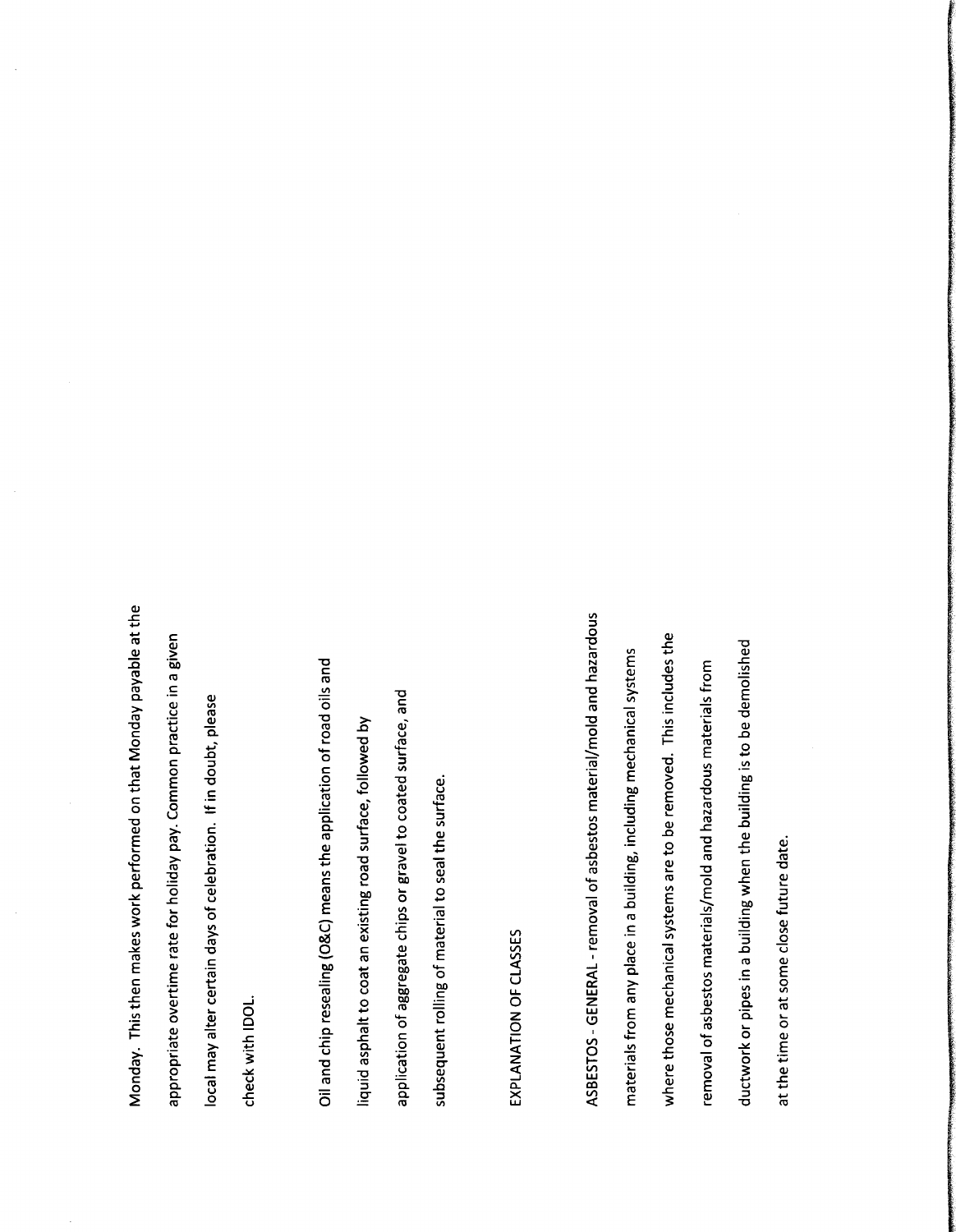Monday. This then makes work performed on that Monday payable at the appropriate overtime rate for holiday pay. Common practice in a given local may alter certain days of celebration. If in doubt, please check with IDOL.

Oil and chip resealing (O&C) means the application of road oils and liquid asphalt to coat an existing road surface, followed by application of aggregate chips or gravel to coated surface, and subsequent rolling of material to seal the surface.

EXPLANATION OF CLASSES

ASBESTOS - GENERAL - removal of asbestos material/mold and hazardous materials from any place in a building, including mechanical systems where those mechanical systems are to be removed. This includes the removal of asbestos materials/mold and hazardous materials from ductwork or pipes in a building when the building is to be demolished at the time or at some close future date.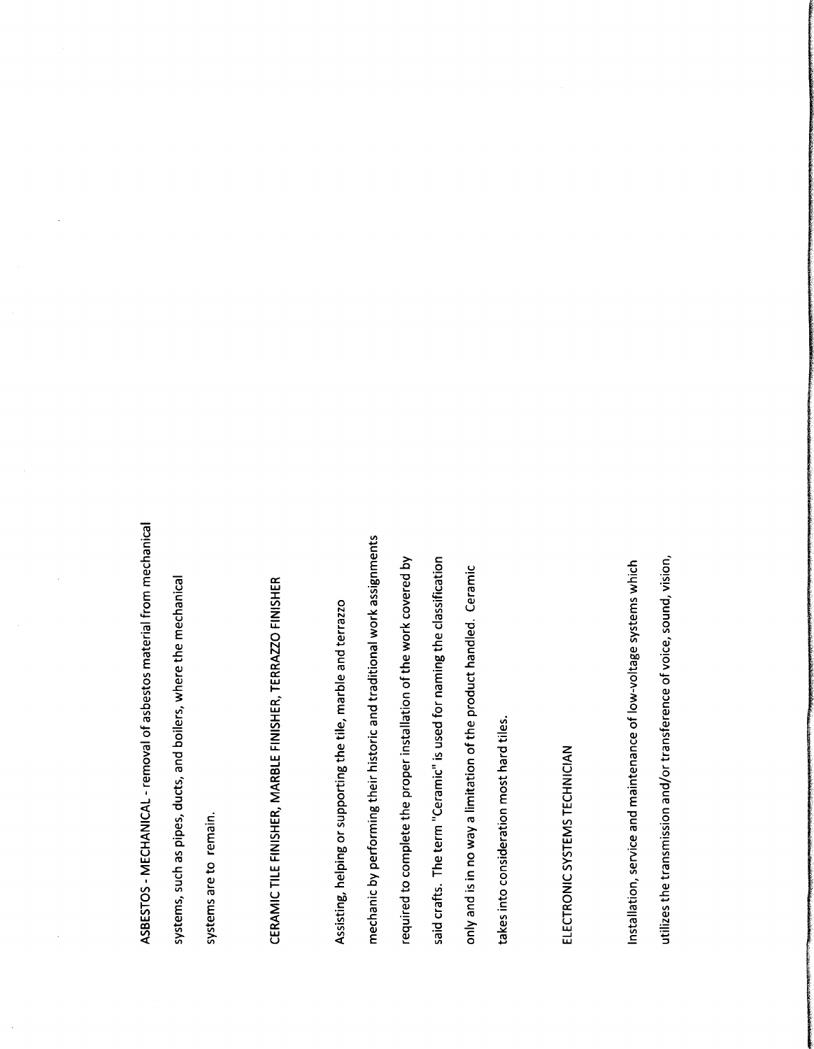ASBESTOS - MECHANICAL - removal of asbestos material from mechanical systems, such as pipes, ducts, and boilers, where the mechanical systems are to remain.

CERAMIC TILE FINISHER, MARBLE FINISHER, TERRAZZO FINISHER

Assisting, helping or supporting the tile, marble and terrazzo mechanic by performing their historic and traditional work assignments required to complete the proper installation of the work covered by said crafts. The term "Ceramic" is used for naming the classification only and is in no way a limitation of the product handled. Ceramic takes into consideration most hard tiles.

ELECTRONIC SYSTEMS TECHNICIAN

Installation, service and maintenance of low-voltage systems which utilizes the transmission and/or transference of voice, sound, vision,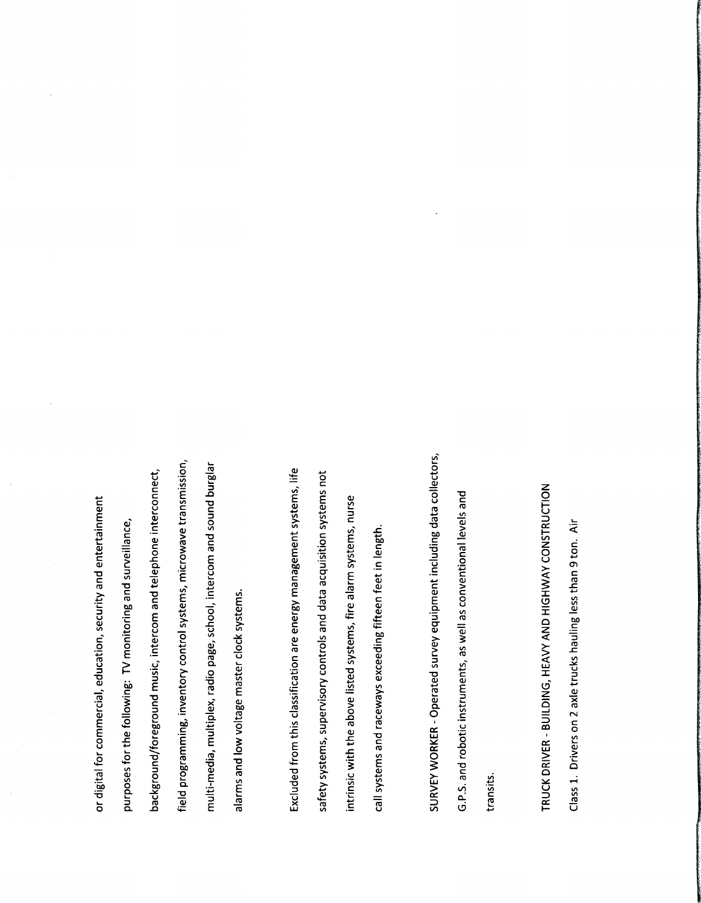or digital for commercial, education, security and entertainment purposes for the following: TV monitoring and surveillance, background/foreground music, intercom and telephone interconnect, field programming, inventory control systems, microwave transmission, multi-media, multiplex, radio page, school, intercom and sound burglar alarms and low voltage master clock systems.

Excluded from this classification are energy management systems, life safety systems, supervisory controls and data acquisition systems not intrinsic with the above listed systems, fire alarm systems, nurse call systems and raceways exceeding fifteen feet in length.

SURVEY WORKER - Operated survey equipment including data collectors, G.P.S. and robotic instruments, as well as conventional levels and transits.

TRUCK DRIVER - BUILDING, HEAVY AND HIGHWAY CONSTRUCTION

Class 1. Drivers on 2 axle trucks hauling less than 9 ton. Air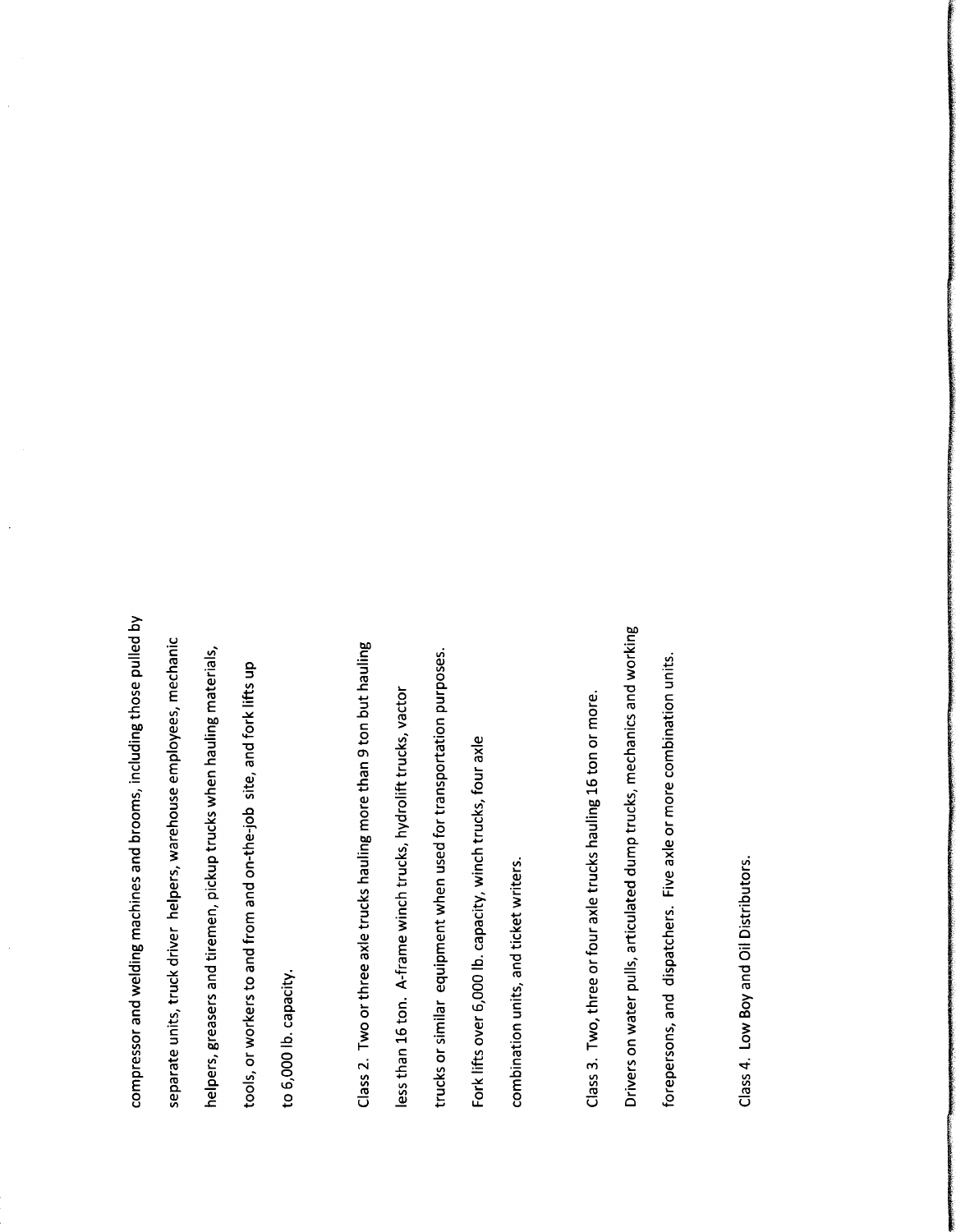compressor and welding machines and brooms, including those pulled by separate units, truck driver helpers, warehouse employees, mechanic helpers, greasers and tiremen, pickup trucks when hauling materials, tools, or workers to and from and on-the-job site, and fork lifts up to 6,000 lb. capacity.

Class 2. Two or three axle trucks hauling more than 9 ton but hauling less than 16 ton. A-frame winch trucks, hydrolift trucks, vactor trucks or similar equipment when used for transportation purposes. Fork lifts over 6,000 lb. capacity, winch trucks, four axle combination units, and ticket writers.

Class 3. Two, three or four axle trucks hauling 16 ton or more. Drivers on water pulls, articulated dump trucks, mechanics and working forepersons, and dispatchers. Five axle or more combination units.

Class 4. Low Boy and Oil Distributors.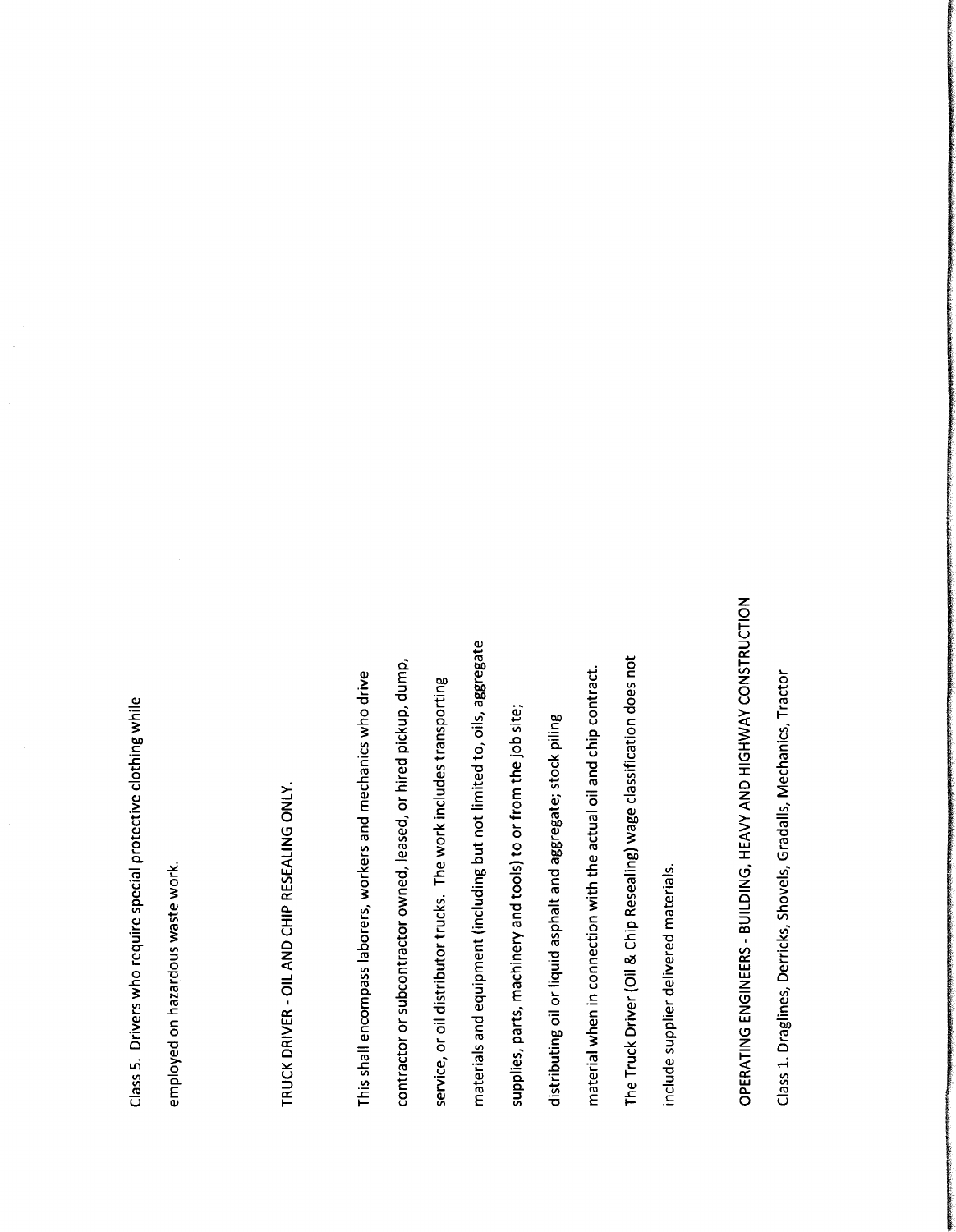Class 5. Drivers who require special protective clothing while employed on hazardous waste work.

TRUCK DRIVER - OIL AND CHIP RESEALING ONLY.

This shall encompass laborers, workers and mechanics who drive contractor or subcontractor owned, leased, or hired pickup, dump, service, or oil distributor trucks. The work includes transporting materials and equipment (including but not limited to, oils, aggregate supplies, parts, machinery and tools) to or from the job site; distributing oil or liquid asphalt and aggregate; stock piling material when in connection with the actual oil and chip contract. The Truck Driver (Oil & Chip Resealing) wage classification does not include supplier delivered materials.

OPERATING ENGINEERS - BUILDING, HEAVY AND HIGHWAY CONSTRUCTION

Class 1. Draglines, Derricks, Shovels, Gradalls, Mechanics, Tractor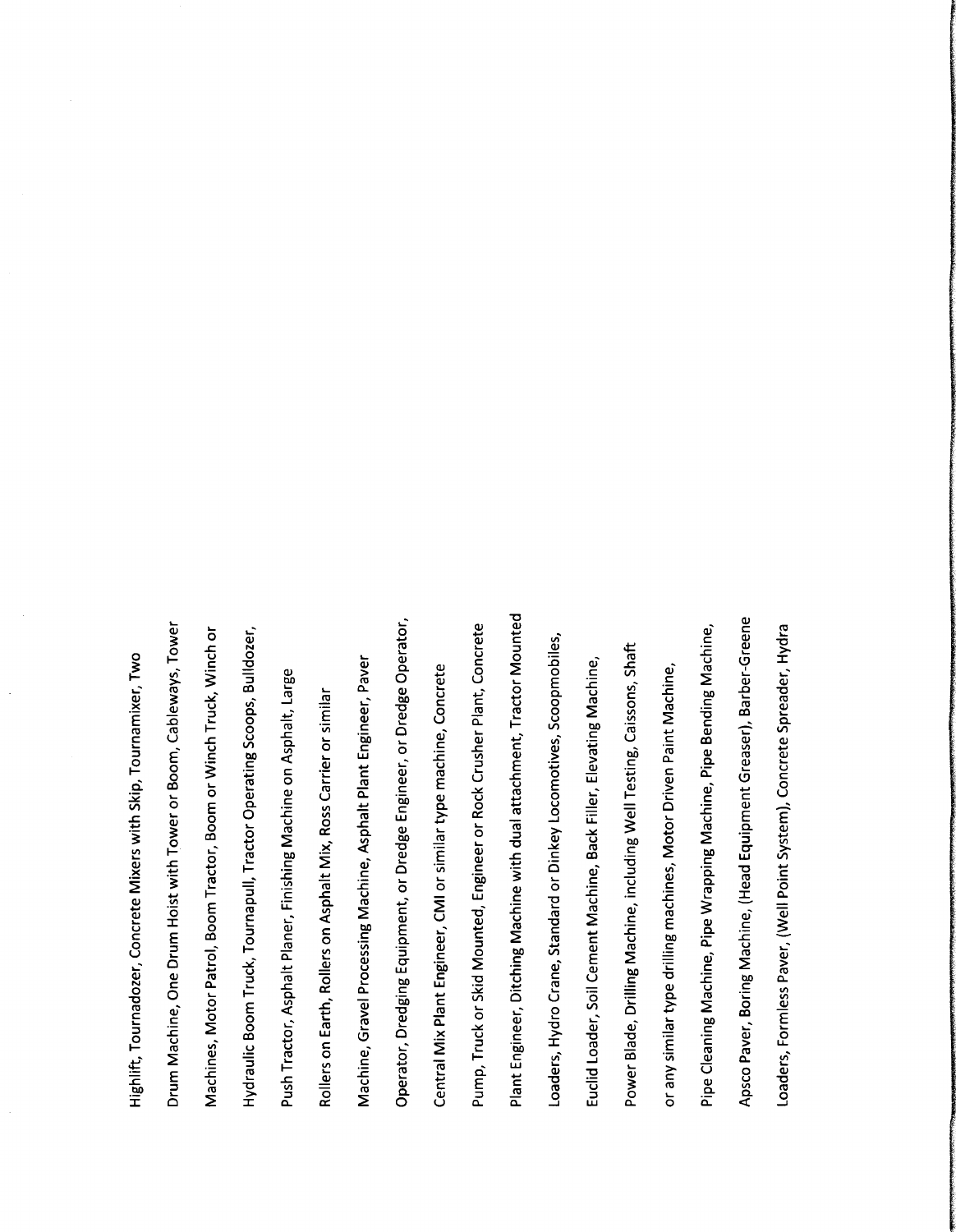Highlift, Tournadozer, Concrete Mixers with Skip, Tournamixer, Two

Drum Machine, One Drum Hoist with Tower or Boom, Cableways, Tower

Machines, Motor Patrol, Boom Tractor, Boom or Winch Truck, Winch or

Hydraulic Boom Truck, Tournapull, Tractor Operating Scoops, Bulldozer,

Push Tractor, Asphalt Planer, Finishing Machine on Asphalt, Large

Rollers on Earth, Rollers on Asphalt Mix, Ross Carrier or similar

Machine, Gravel Processing Machine, Asphalt Plant Engineer, Paver

Operator, Dredging Equipment, or Dredge Engineer, or Dredge Operator,

Central Mix Plant Engineer, CMI or similar type machine, Concrete

Pump, Truck or Skid Mounted, Engineer or Rock Crusher Plant, Concrete

Plant Engineer, Ditching Machine with dual attachment, Tractor Mounted

Loaders, Hydro Crane, Standard or Dinkey Locomotives, Scoopmobiles,

Euclid Loader, Soil Cement Machine, Back Filler, Elevating Machine,

Power Blade, Drilling Machine, including Well Testing, Caissons, Shaft

or any similar type drilling machines, Motor Driven Paint Machine,

Pipe Cleaning Machine, Pipe Wrapping Machine, Pipe Bending Machine,

Apsco Paver, Boring Machine, (Head Equipment Greaser), Barber-Greene

Loaders, Formless Paver, (Well Point System), Concrete Spreader, Hydra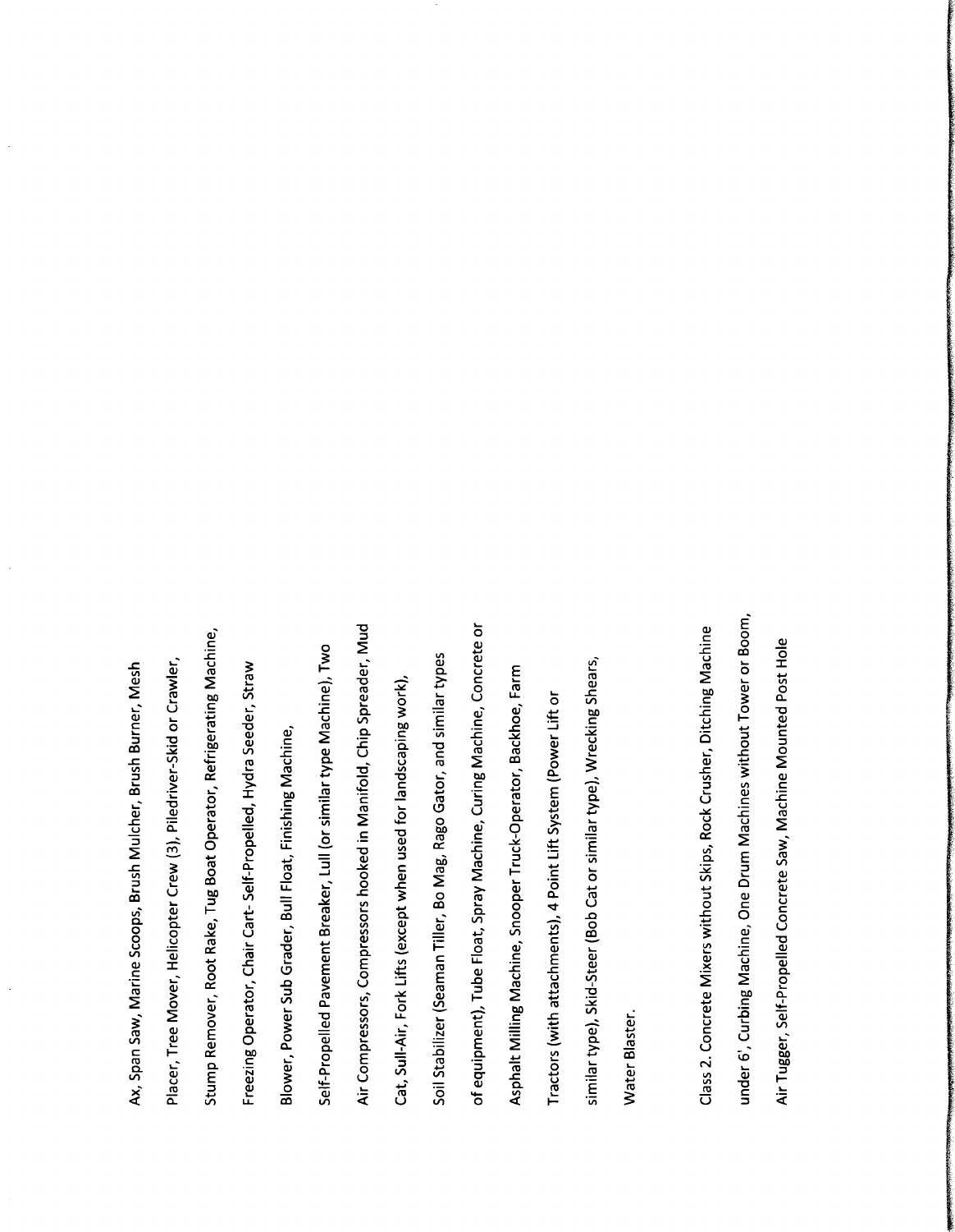Ax, Span Saw, Marine Scoops, Brush Mulcher, Brush Burner, Mesh Placer, Tree Mover, Helicopter Crew (3), Piledriver-Skid or Crawler, Stump Remover, Root Rake, Tug Boat Operator, Refrigerating Machine, Freezing Operator, Chair Cart- Self-Propelled, Hydra Seeder, Straw Blower, Power Sub Grader, Bull Float, Finishing Machine, Self-Propelled Pavement Breaker, Lull (or similar type Machine), Two Air Compressors, Compressors hooked in Manifold, Chip Spreader, Mud Cat, Sull-Air, Fork Lifts (except when used for landscaping work), Soil Stabilizer (Seaman Tiller, Bo Mag, Rago Gator, and similar types of equipment), Tube Float, Spray Machine, Curing Machine, Concrete or Asphalt Milling Machine, Snooper Truck-Operator, Backhoe, Farm Tractors (with attachments), 4 Point Lift System (Power Lift or similar type), Skid-Steer (Bob Cat or similar type), Wrecking Shears, Water Blaster.

Class 2. Concrete Mixers without Skips, Rock Crusher, Ditching Machine under 6', Curbing Machine, One Drum Machines without Tower or Boom, Air Tugger, Self-Propelled Concrete Saw, Machine Mounted Post Hole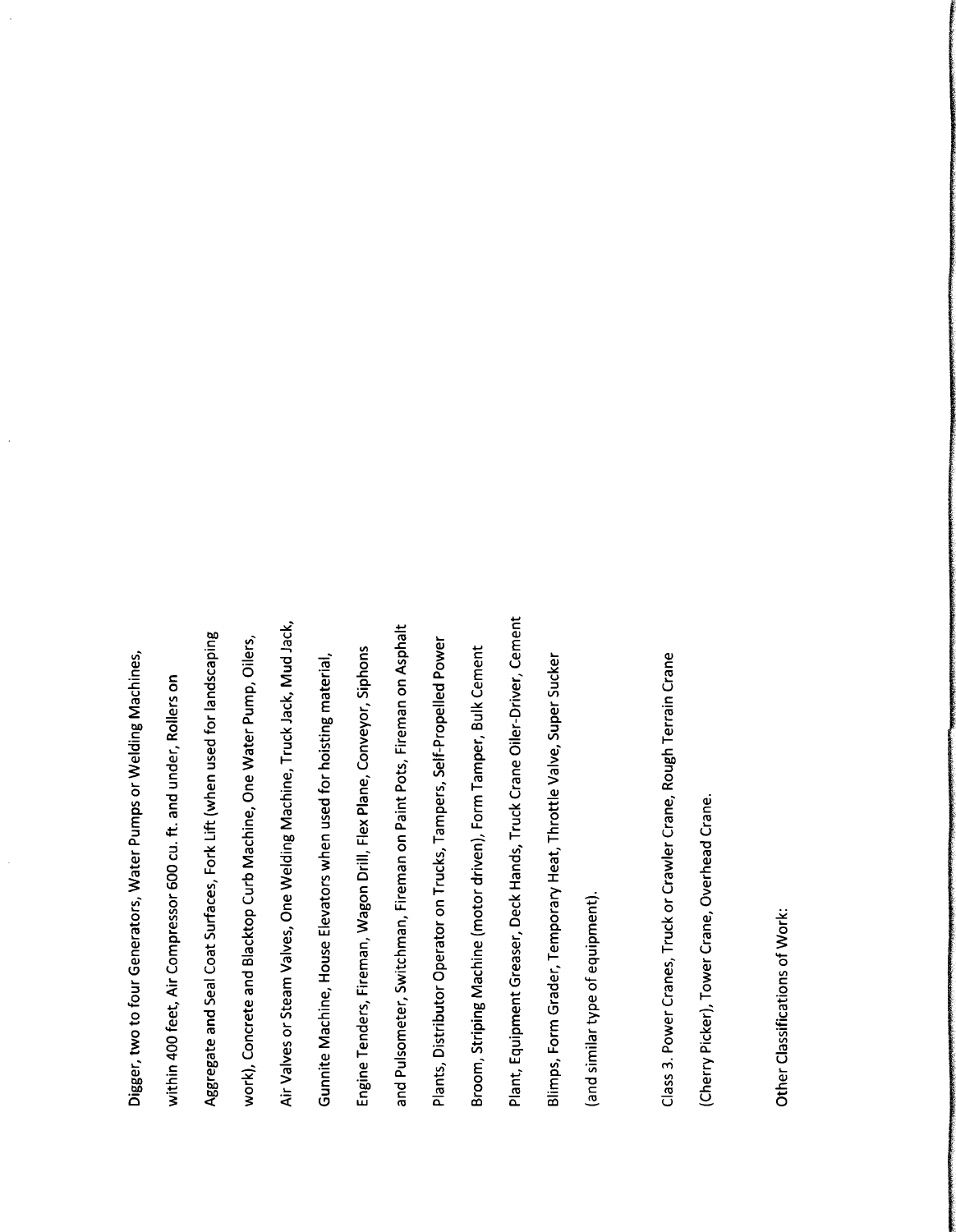Digger, two to four Generators, Water Pumps or Welding Machines, within 400 feet, Air Compressor 600 cu. ft. and under, Rollers on Aggregate and Seal Coat Surfaces, Fork Lift (when used for landscaping work), Concrete and Blacktop Curb Machine, One Water Pump, Oilers, Air Valves or Steam Valves, One Welding Machine, Truck Jack, Mud Jack, Gunnite Machine, House Elevators when used for hoisting material, Engine Tenders, Fireman, Wagon Drill, Flex Plane, Conveyor, Siphons and Pulsometer, Switchman, Fireman on Paint Pots, Fireman on Asphalt Plants, Distributor Operator on Trucks, Tampers, Self-Propelled Power Broom, Striping Machine (motor driven), Form Tamper, Bulk Cement Plant, Equipment Greaser, Deck Hands, Truck Crane Oiler-Driver, Cement Blimps, Form Grader, Temporary Heat, Throttle Valve, Super Sucker (and similar type of equipment).

Class 3. Power Cranes, Truck or Crawler Crane, Rough Terrain Crane (Cherry Picker), Tower Crane, Overhead Crane.

Other Classifications of Work: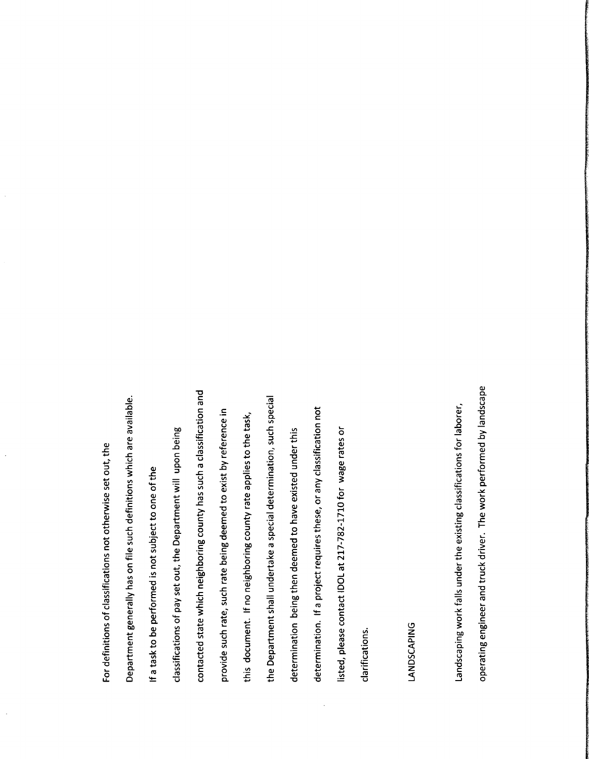For definitions of classifications not otherwise set out, the Department generally has on file such definitions which are available. If a task to be performed is not subject to one of the classifications of pay set out, the Department will upon being contacted state which neighboring county has such a classification and provide such rate, such rate being deemed to exist by reference in this document. If no neighboring county rate applies to the task, the Department shall undertake a special determination, such special determination being then deemed to have existed under this determination. If a project requires these, or any classification not listed, please contact IDOL at 217-782-1710 for wage rates or clarifications.

LANDSCAPING

Landscaping work falls under the existing classifications for laborer, operating engineer and truck driver. The work performed by landscape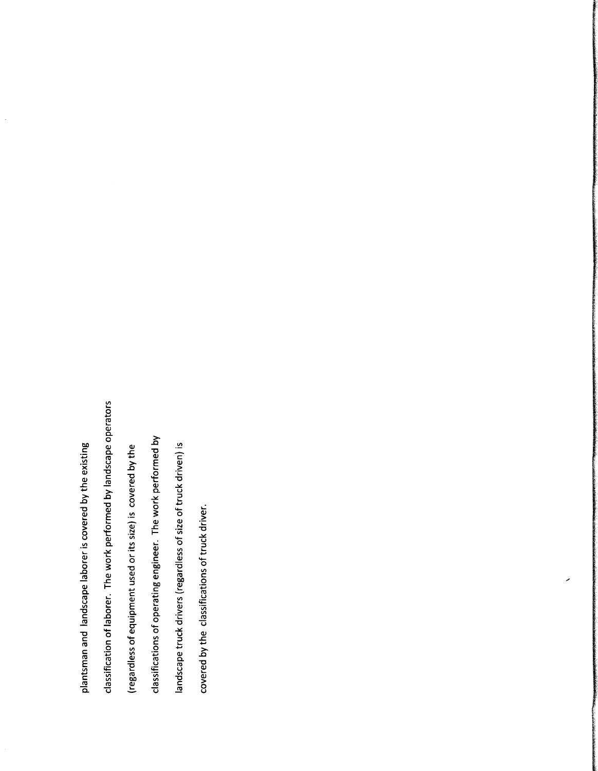plantsman and landscape laborer is covered by the existing classification of laborer. The work performed by landscape operators (regardless of equipment used or its size) is covered by the classifications of operating engineer. The work performed by landscape truck drivers (regardless of size of truck driven) is covered by the classifications of truck driver.